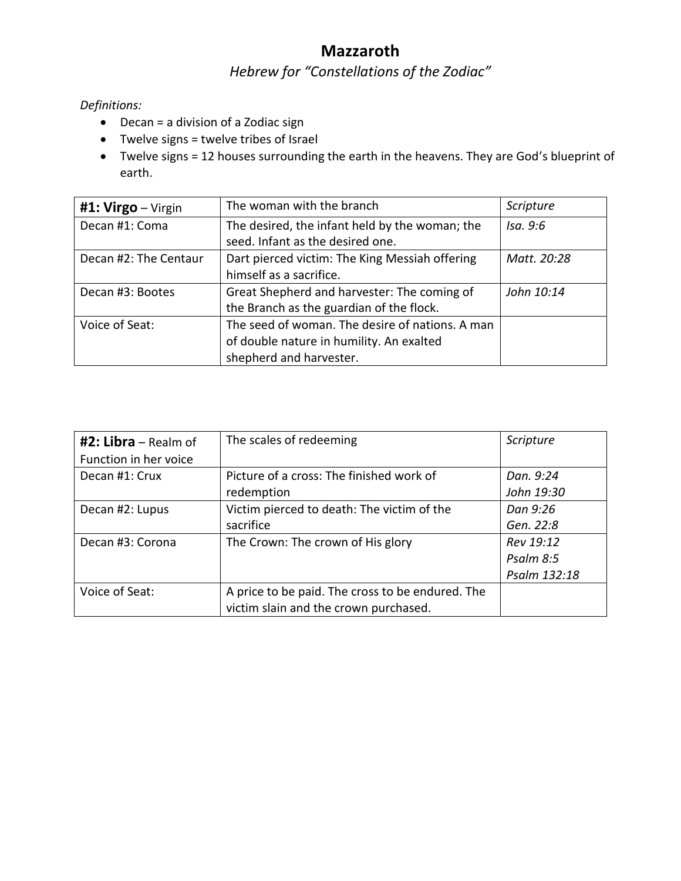# Mazzaroth

*Hebrew for "Constellations of the Zodiac"*

*Definitions:*

- Decan = a division of a Zodiac sign
- Twelve signs = twelve tribes of Israel
- Twelve signs = 12 houses surrounding the earth in the heavens. They are God's blueprint of earth.

| **#1: Virgo** – Virgin | The woman with the branch | *Scripture* |
|---|---|---|
| Decan #1: Coma | The desired, the infant held by the woman; the seed. Infant as the desired one. | *Isa. 9:6* |
| Decan #2: The Centaur | Dart pierced victim: The King Messiah offering himself as a sacrifice. | *Matt. 20:28* |
| Decan #3: Bootes | Great Shepherd and harvester: The coming of the Branch as the guardian of the flock. | *John 10:14* |
| Voice of Seat: | The seed of woman. The desire of nations. A man of double nature in humility. An exalted shepherd and harvester. | |

| **#2: Libra** – Realm of Function in her voice | The scales of redeeming | *Scripture* |
|---|---|---|
| Decan #1: Crux | Picture of a cross: The finished work of redemption | *Dan. 9:24*<br>*John 19:30* |
| Decan #2: Lupus | Victim pierced to death: The victim of the sacrifice | *Dan 9:26*<br>*Gen. 22:8* |
| Decan #3: Corona | The Crown: The crown of His glory | *Rev 19:12*<br>*Psalm 8:5*<br>*Psalm 132:18* |
| Voice of Seat: | A price to be paid. The cross to be endured. The victim slain and the crown purchased. | |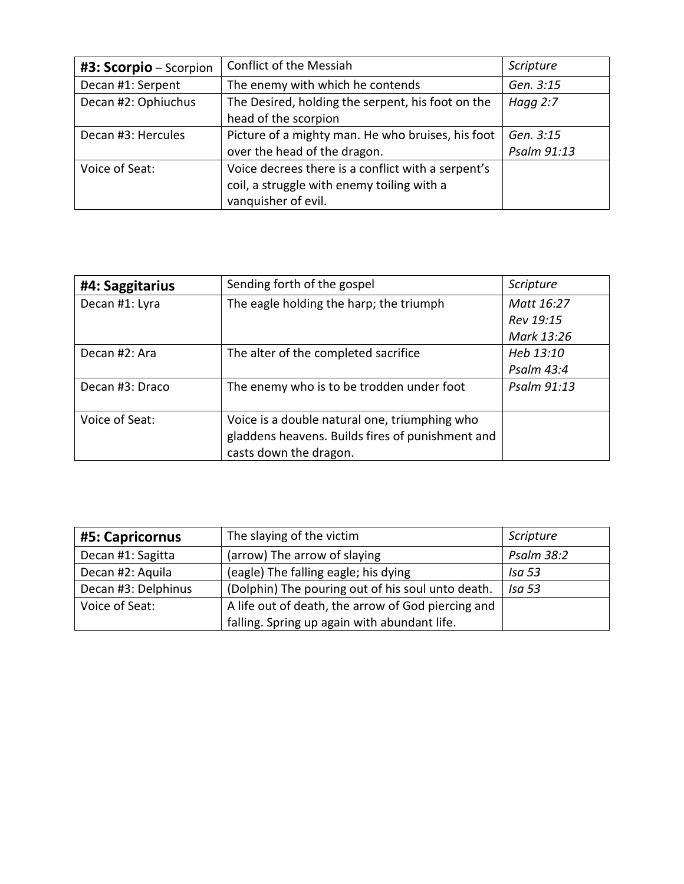| **#3: Scorpio** – Scorpion | Conflict of the Messiah | *Scripture* |
|---|---|---|
| Decan #1: Serpent | The enemy with which he contends | *Gen. 3:15* |
| Decan #2: Ophiuchus | The Desired, holding the serpent, his foot on the head of the scorpion | *Hagg 2:7* |
| Decan #3: Hercules | Picture of a mighty man. He who bruises, his foot over the head of the dragon. | *Gen. 3:15*<br>*Psalm 91:13* |
| Voice of Seat: | Voice decrees there is a conflict with a serpent's coil, a struggle with enemy toiling with a vanquisher of evil. | |

| **#4: Saggitarius** | Sending forth of the gospel | *Scripture* |
|---|---|---|
| Decan #1: Lyra | The eagle holding the harp; the triumph | *Matt 16:27*<br>*Rev 19:15*<br>*Mark 13:26* |
| Decan #2: Ara | The alter of the completed sacrifice | *Heb 13:10*<br>*Psalm 43:4* |
| Decan #3: Draco | The enemy who is to be trodden under foot | *Psalm 91:13* |
| Voice of Seat: | Voice is a double natural one, triumphing who gladdens heavens. Builds fires of punishment and casts down the dragon. | |

| **#5: Capricornus** | The slaying of the victim | *Scripture* |
|---|---|---|
| Decan #1: Sagitta | (arrow) The arrow of slaying | *Psalm 38:2* |
| Decan #2: Aquila | (eagle) The falling eagle; his dying | *Isa 53* |
| Decan #3: Delphinus | (Dolphin) The pouring out of his soul unto death. | *Isa 53* |
| Voice of Seat: | A life out of death, the arrow of God piercing and falling. Spring up again with abundant life. | |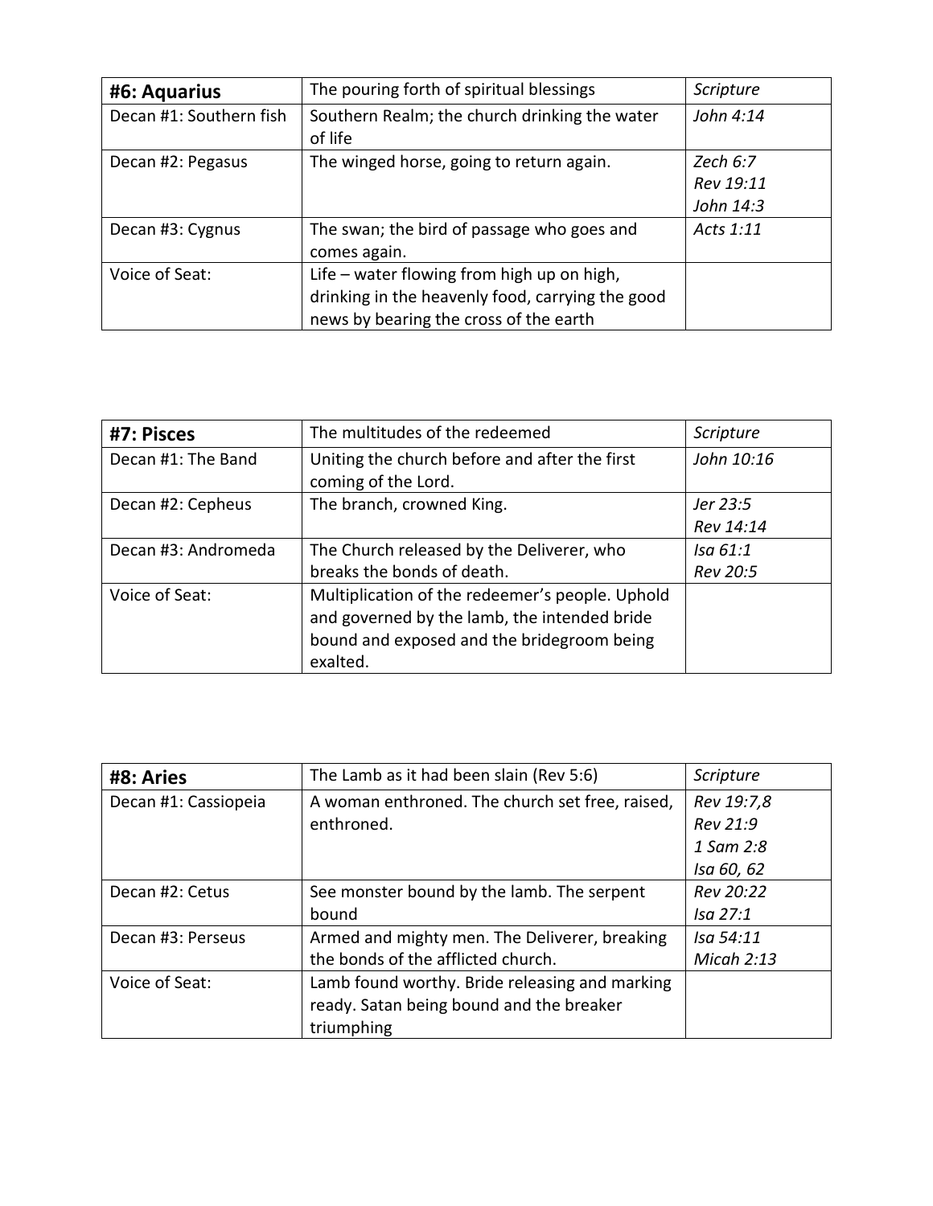| **#6: Aquarius** | The pouring forth of spiritual blessings | *Scripture* |
|---|---|---|
| Decan #1: Southern fish | Southern Realm; the church drinking the water of life | *John 4:14* |
| Decan #2: Pegasus | The winged horse, going to return again. | *Zech 6:7*<br>*Rev 19:11*<br>*John 14:3* |
| Decan #3: Cygnus | The swan; the bird of passage who goes and comes again. | *Acts 1:11* |
| Voice of Seat: | Life – water flowing from high up on high, drinking in the heavenly food, carrying the good news by bearing the cross of the earth | |

| **#7: Pisces** | The multitudes of the redeemed | *Scripture* |
|---|---|---|
| Decan #1: The Band | Uniting the church before and after the first coming of the Lord. | *John 10:16* |
| Decan #2: Cepheus | The branch, crowned King. | *Jer 23:5*<br>*Rev 14:14* |
| Decan #3: Andromeda | The Church released by the Deliverer, who breaks the bonds of death. | *Isa 61:1*<br>*Rev 20:5* |
| Voice of Seat: | Multiplication of the redeemer's people. Uphold and governed by the lamb, the intended bride bound and exposed and the bridegroom being exalted. | |

| **#8: Aries** | The Lamb as it had been slain (Rev 5:6) | *Scripture* |
|---|---|---|
| Decan #1: Cassiopeia | A woman enthroned. The church set free, raised, enthroned. | *Rev 19:7,8*<br>*Rev 21:9*<br>*1 Sam 2:8*<br>*Isa 60, 62* |
| Decan #2: Cetus | See monster bound by the lamb. The serpent bound | *Rev 20:22*<br>*Isa 27:1* |
| Decan #3: Perseus | Armed and mighty men. The Deliverer, breaking the bonds of the afflicted church. | *Isa 54:11*<br>*Micah 2:13* |
| Voice of Seat: | Lamb found worthy. Bride releasing and marking ready. Satan being bound and the breaker triumphing | |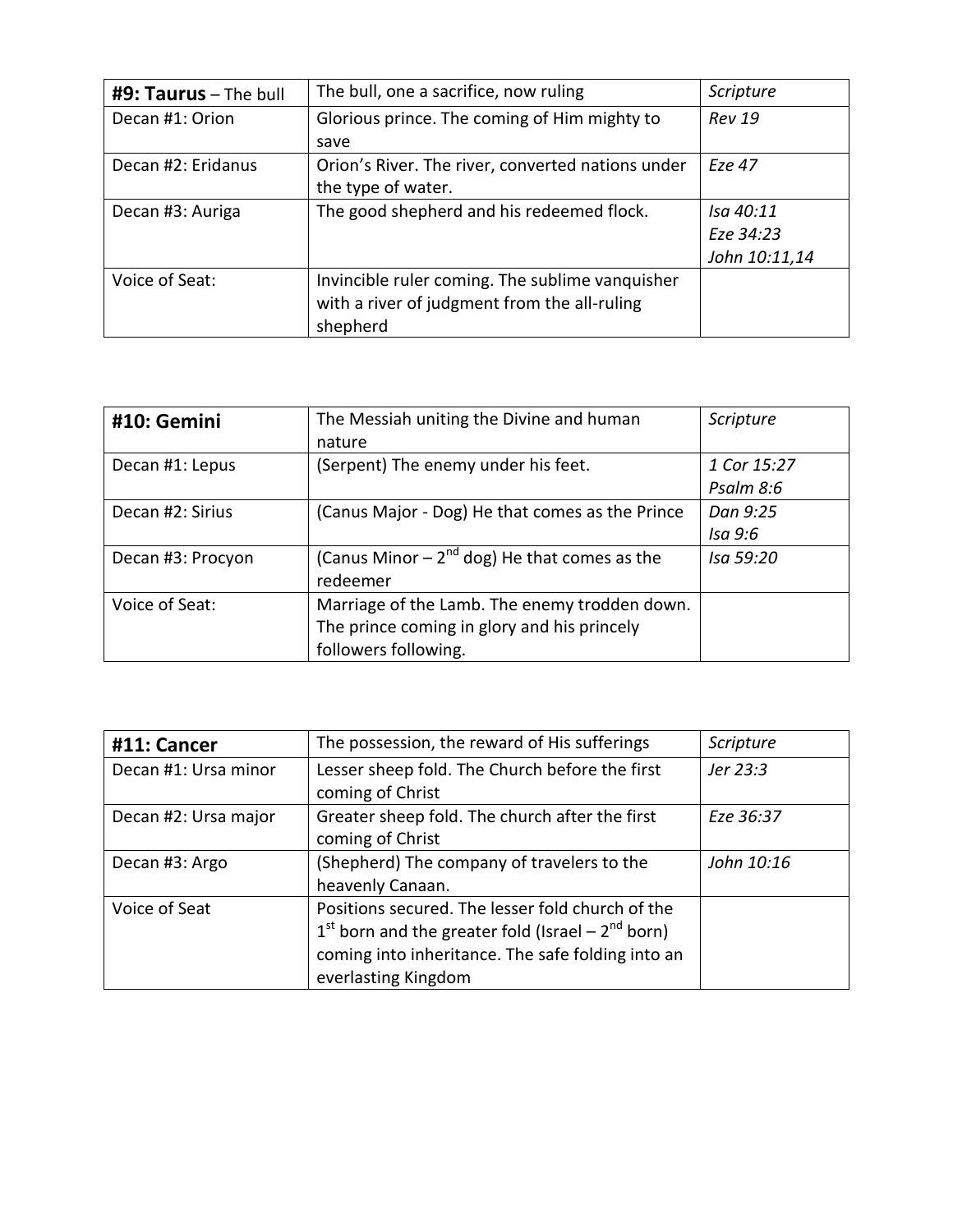| **#9: Taurus** – The bull | The bull, one a sacrifice, now ruling | *Scripture* |
| --- | --- | --- |
| Decan #1: Orion | Glorious prince. The coming of Him mighty to save | *Rev 19* |
| Decan #2: Eridanus | Orion's River. The river, converted nations under the type of water. | *Eze 47* |
| Decan #3: Auriga | The good shepherd and his redeemed flock. | *Isa 40:11*<br>*Eze 34:23*<br>*John 10:11,14* |
| Voice of Seat: | Invincible ruler coming. The sublime vanquisher with a river of judgment from the all-ruling shepherd | |

| **#10: Gemini** | The Messiah uniting the Divine and human nature | *Scripture* |
| --- | --- | --- |
| Decan #1: Lepus | (Serpent) The enemy under his feet. | *1 Cor 15:27*<br>*Psalm 8:6* |
| Decan #2: Sirius | (Canus Major - Dog) He that comes as the Prince | *Dan 9:25*<br>*Isa 9:6* |
| Decan #3: Procyon | (Canus Minor – 2nd dog) He that comes as the redeemer | *Isa 59:20* |
| Voice of Seat: | Marriage of the Lamb. The enemy trodden down. The prince coming in glory and his princely followers following. | |

| **#11: Cancer** | The possession, the reward of His sufferings | *Scripture* |
| --- | --- | --- |
| Decan #1: Ursa minor | Lesser sheep fold. The Church before the first coming of Christ | *Jer 23:3* |
| Decan #2: Ursa major | Greater sheep fold. The church after the first coming of Christ | *Eze 36:37* |
| Decan #3: Argo | (Shepherd) The company of travelers to the heavenly Canaan. | *John 10:16* |
| Voice of Seat | Positions secured. The lesser fold church of the 1st born and the greater fold (Israel – 2nd born) coming into inheritance. The safe folding into an everlasting Kingdom | |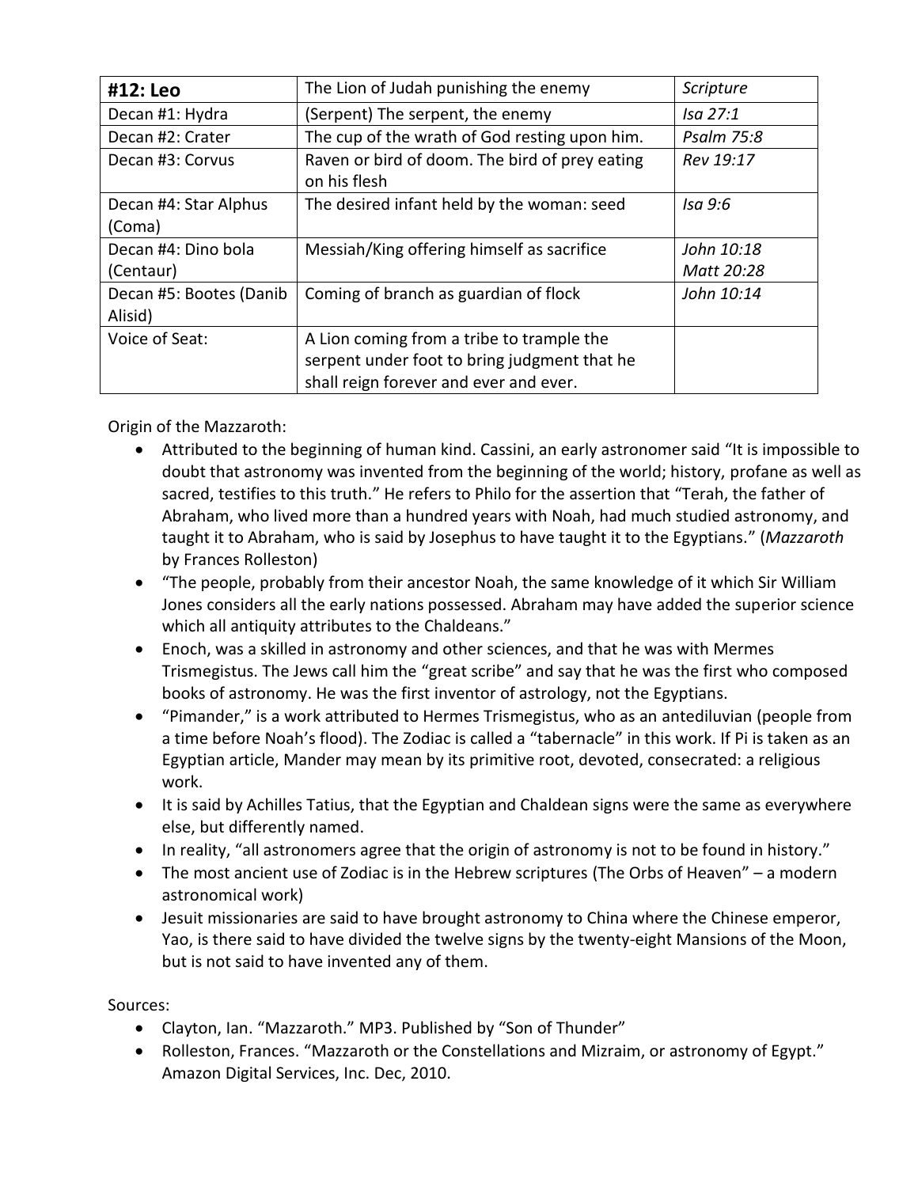| **#12: Leo** | The Lion of Judah punishing the enemy | *Scripture* |
|---|---|---|
| Decan #1: Hydra | (Serpent) The serpent, the enemy | *Isa 27:1* |
| Decan #2: Crater | The cup of the wrath of God resting upon him. | *Psalm 75:8* |
| Decan #3: Corvus | Raven or bird of doom. The bird of prey eating on his flesh | *Rev 19:17* |
| Decan #4: Star Alphus (Coma) | The desired infant held by the woman: seed | *Isa 9:6* |
| Decan #4: Dino bola (Centaur) | Messiah/King offering himself as sacrifice | *John 10:18* *Matt 20:28* |
| Decan #5: Bootes (Danib Alisid) | Coming of branch as guardian of flock | *John 10:14* |
| Voice of Seat: | A Lion coming from a tribe to trample the serpent under foot to bring judgment that he shall reign forever and ever and ever. | |

Origin of the Mazzaroth:

- Attributed to the beginning of human kind. Cassini, an early astronomer said "It is impossible to doubt that astronomy was invented from the beginning of the world; history, profane as well as sacred, testifies to this truth." He refers to Philo for the assertion that "Terah, the father of Abraham, who lived more than a hundred years with Noah, had much studied astronomy, and taught it to Abraham, who is said by Josephus to have taught it to the Egyptians." (*Mazzaroth* by Frances Rolleston)
- "The people, probably from their ancestor Noah, the same knowledge of it which Sir William Jones considers all the early nations possessed. Abraham may have added the superior science which all antiquity attributes to the Chaldeans."
- Enoch, was a skilled in astronomy and other sciences, and that he was with Mermes Trismegistus. The Jews call him the "great scribe" and say that he was the first who composed books of astronomy. He was the first inventor of astrology, not the Egyptians.
- "Pimander," is a work attributed to Hermes Trismegistus, who as an antediluvian (people from a time before Noah's flood). The Zodiac is called a "tabernacle" in this work. If Pi is taken as an Egyptian article, Mander may mean by its primitive root, devoted, consecrated: a religious work.
- It is said by Achilles Tatius, that the Egyptian and Chaldean signs were the same as everywhere else, but differently named.
- In reality, "all astronomers agree that the origin of astronomy is not to be found in history."
- The most ancient use of Zodiac is in the Hebrew scriptures (The Orbs of Heaven" – a modern astronomical work)
- Jesuit missionaries are said to have brought astronomy to China where the Chinese emperor, Yao, is there said to have divided the twelve signs by the twenty-eight Mansions of the Moon, but is not said to have invented any of them.

Sources:

- Clayton, Ian. "Mazzaroth." MP3. Published by "Son of Thunder"
- Rolleston, Frances. "Mazzaroth or the Constellations and Mizraim, or astronomy of Egypt." Amazon Digital Services, Inc. Dec, 2010.